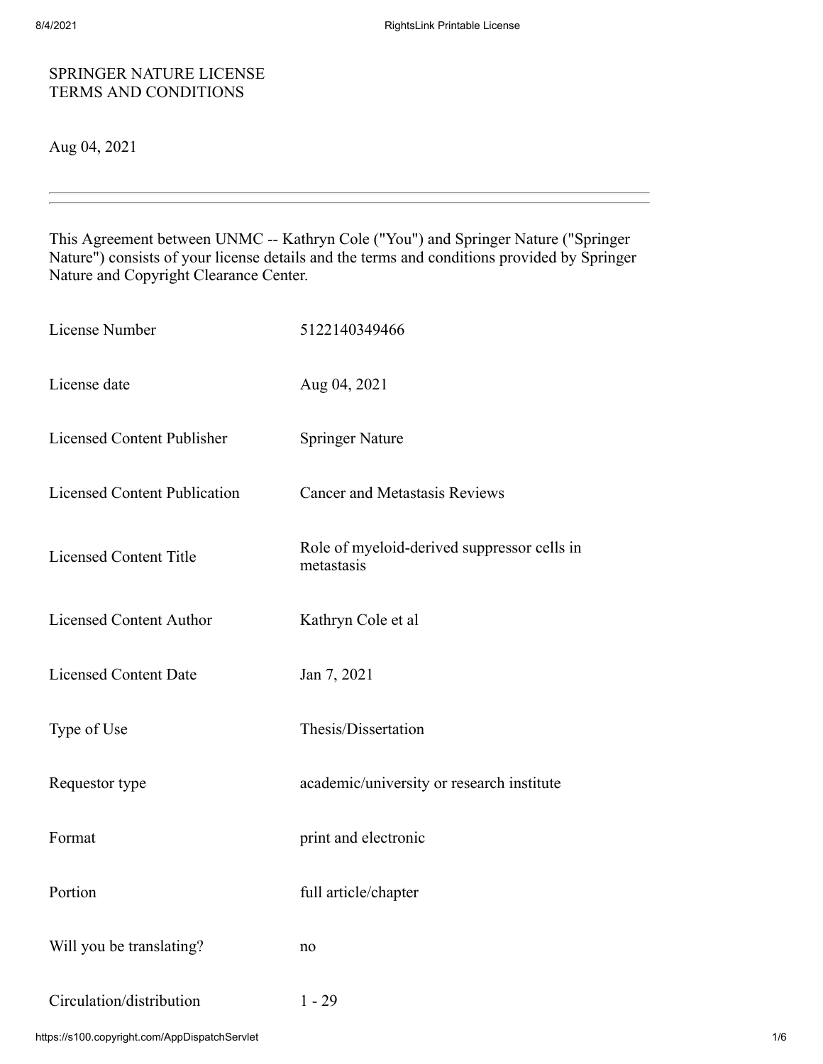SPRINGER NATURE LICENSE
TERMS AND CONDITIONS

Aug 04, 2021

---

This Agreement between UNMC -- Kathryn Cole ("You") and Springer Nature ("Springer Nature") consists of your license details and the terms and conditions provided by Springer Nature and Copyright Clearance Center.

| | |
|---|---|
| License Number | 5122140349466 |
| License date | Aug 04, 2021 |
| Licensed Content Publisher | Springer Nature |
| Licensed Content Publication | Cancer and Metastasis Reviews |
| Licensed Content Title | Role of myeloid-derived suppressor cells in metastasis |
| Licensed Content Author | Kathryn Cole et al |
| Licensed Content Date | Jan 7, 2021 |
| Type of Use | Thesis/Dissertation |
| Requestor type | academic/university or research institute |
| Format | print and electronic |
| Portion | full article/chapter |
| Will you be translating? | no |
| Circulation/distribution | 1 - 29 |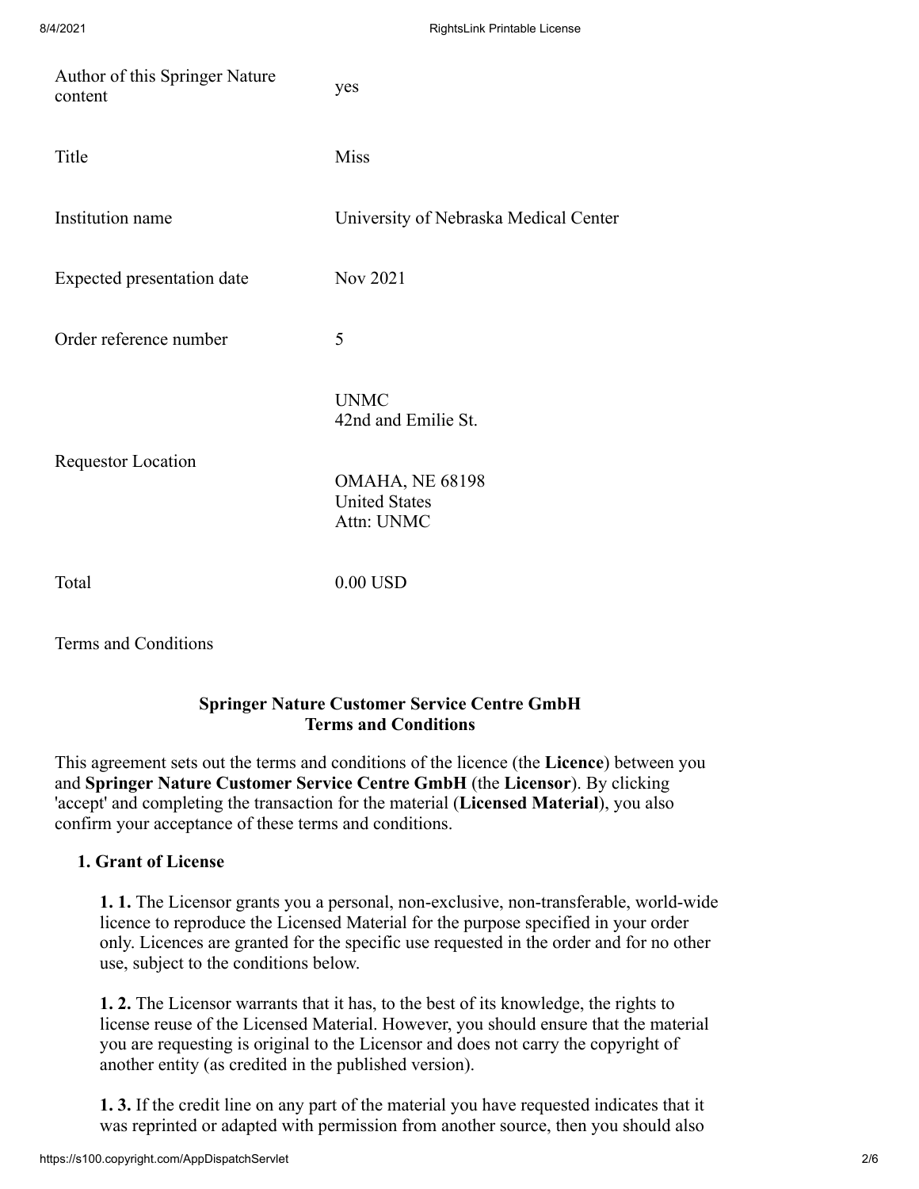| | |
|---|---|
| Author of this Springer Nature content | yes |
| Title | Miss |
| Institution name | University of Nebraska Medical Center |
| Expected presentation date | Nov 2021 |
| Order reference number | 5 |
| Requestor Location | UNMC<br>42nd and Emilie St.<br><br>OMAHA, NE 68198<br>United States<br>Attn: UNMC |
| Total | 0.00 USD |

Terms and Conditions

**Springer Nature Customer Service Centre GmbH**
**Terms and Conditions**

This agreement sets out the terms and conditions of the licence (the **Licence**) between you and **Springer Nature Customer Service Centre GmbH** (the **Licensor**). By clicking 'accept' and completing the transaction for the material (**Licensed Material**), you also confirm your acceptance of these terms and conditions.

**1. Grant of License**

**1. 1.** The Licensor grants you a personal, non-exclusive, non-transferable, world-wide licence to reproduce the Licensed Material for the purpose specified in your order only. Licences are granted for the specific use requested in the order and for no other use, subject to the conditions below.

**1. 2.** The Licensor warrants that it has, to the best of its knowledge, the rights to license reuse of the Licensed Material. However, you should ensure that the material you are requesting is original to the Licensor and does not carry the copyright of another entity (as credited in the published version).

**1. 3.** If the credit line on any part of the material you have requested indicates that it was reprinted or adapted with permission from another source, then you should also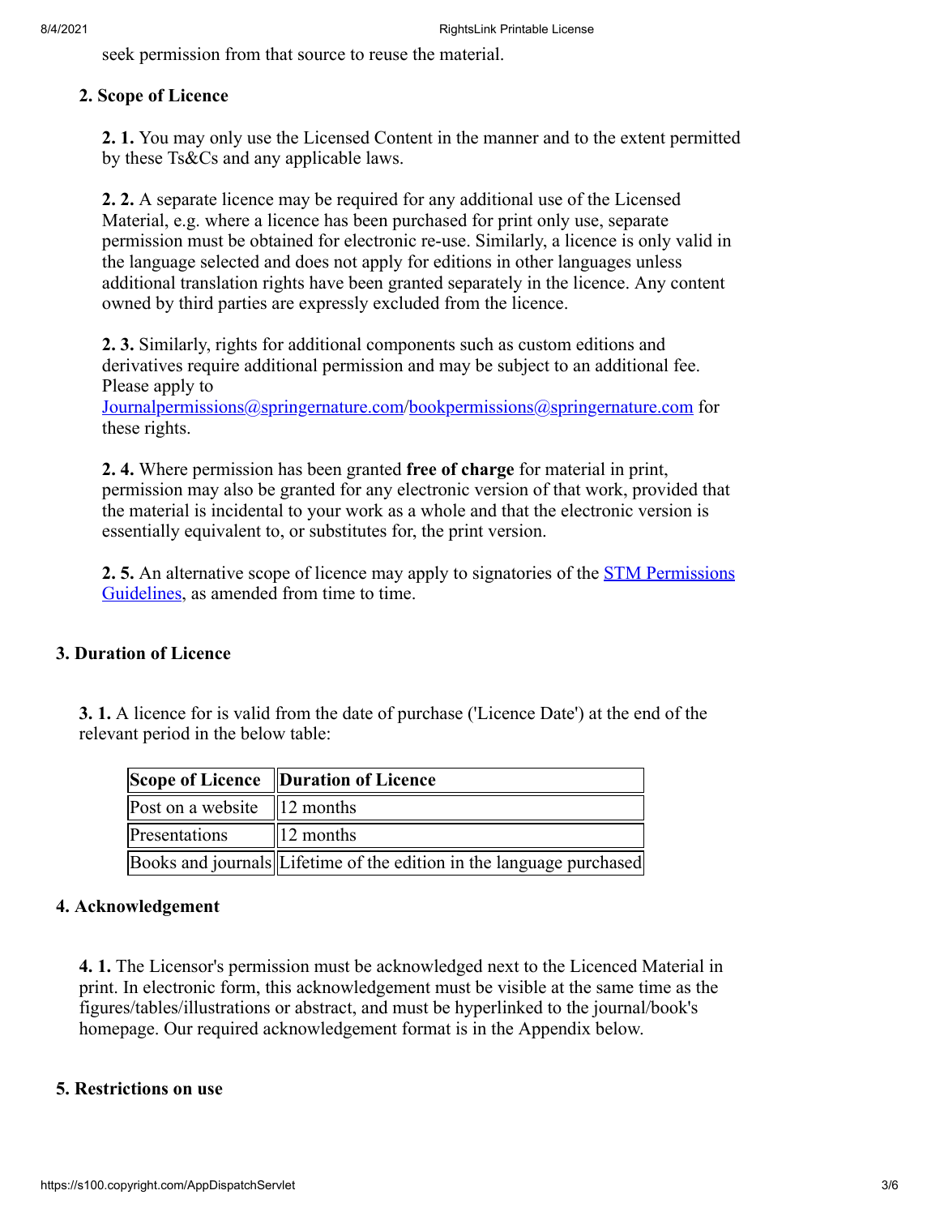seek permission from that source to reuse the material.

**2. Scope of Licence**

**2. 1.** You may only use the Licensed Content in the manner and to the extent permitted by these Ts&Cs and any applicable laws.

**2. 2.** A separate licence may be required for any additional use of the Licensed Material, e.g. where a licence has been purchased for print only use, separate permission must be obtained for electronic re-use. Similarly, a licence is only valid in the language selected and does not apply for editions in other languages unless additional translation rights have been granted separately in the licence. Any content owned by third parties are expressly excluded from the licence.

**2. 3.** Similarly, rights for additional components such as custom editions and derivatives require additional permission and may be subject to an additional fee. Please apply to Journalpermissions@springernature.com/bookpermissions@springernature.com for these rights.

**2. 4.** Where permission has been granted **free of charge** for material in print, permission may also be granted for any electronic version of that work, provided that the material is incidental to your work as a whole and that the electronic version is essentially equivalent to, or substitutes for, the print version.

**2. 5.** An alternative scope of licence may apply to signatories of the STM Permissions Guidelines, as amended from time to time.

**3. Duration of Licence**

**3. 1.** A licence for is valid from the date of purchase ('Licence Date') at the end of the relevant period in the below table:

| Scope of Licence | Duration of Licence |
|---|---|
| Post on a website | 12 months |
| Presentations | 12 months |
| Books and journals | Lifetime of the edition in the language purchased |

**4. Acknowledgement**

**4. 1.** The Licensor's permission must be acknowledged next to the Licenced Material in print. In electronic form, this acknowledgement must be visible at the same time as the figures/tables/illustrations or abstract, and must be hyperlinked to the journal/book's homepage. Our required acknowledgement format is in the Appendix below.

**5. Restrictions on use**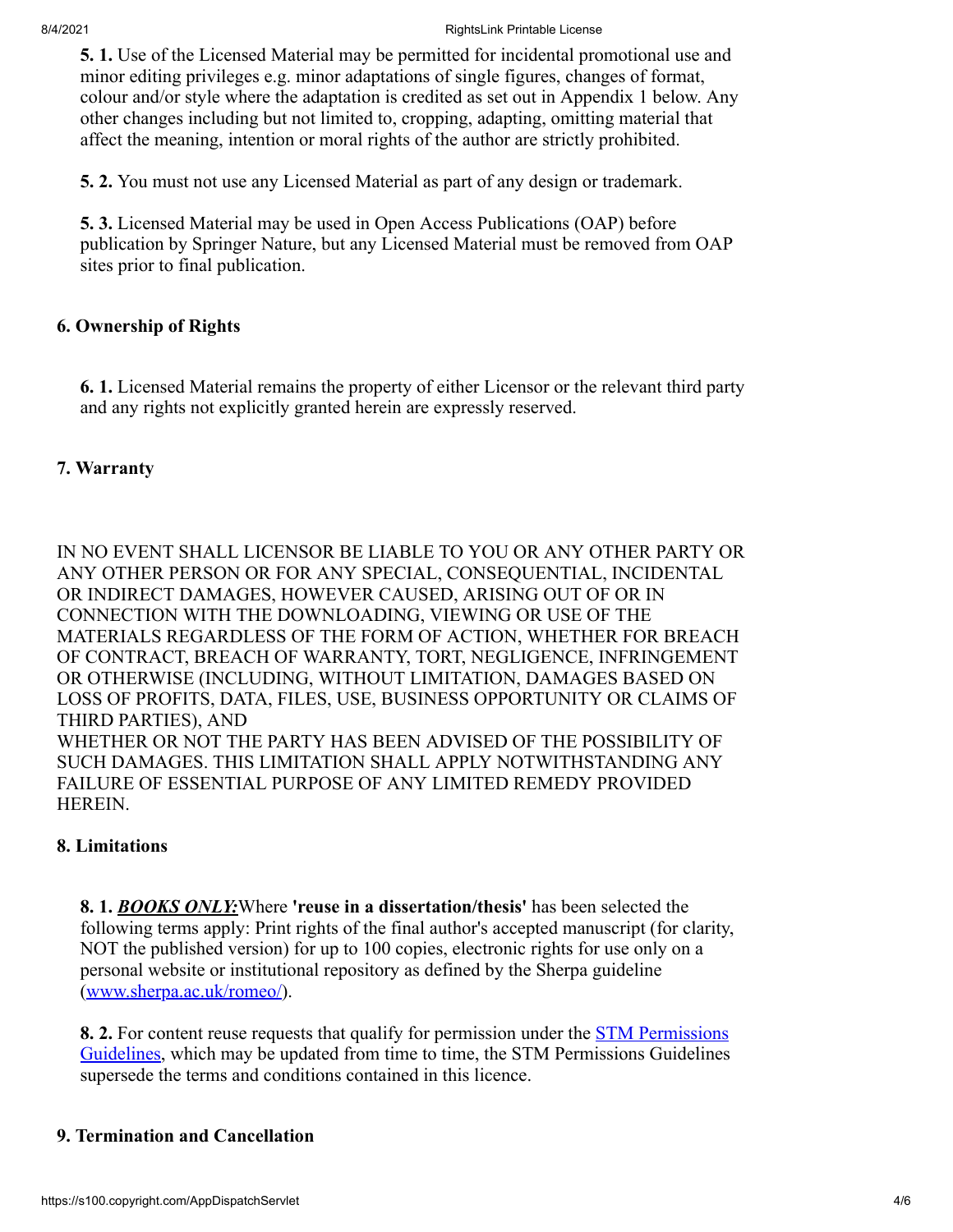**5. 1.** Use of the Licensed Material may be permitted for incidental promotional use and minor editing privileges e.g. minor adaptations of single figures, changes of format, colour and/or style where the adaptation is credited as set out in Appendix 1 below. Any other changes including but not limited to, cropping, adapting, omitting material that affect the meaning, intention or moral rights of the author are strictly prohibited.

**5. 2.** You must not use any Licensed Material as part of any design or trademark.

**5. 3.** Licensed Material may be used in Open Access Publications (OAP) before publication by Springer Nature, but any Licensed Material must be removed from OAP sites prior to final publication.

## 6. Ownership of Rights

**6. 1.** Licensed Material remains the property of either Licensor or the relevant third party and any rights not explicitly granted herein are expressly reserved.

## 7. Warranty

IN NO EVENT SHALL LICENSOR BE LIABLE TO YOU OR ANY OTHER PARTY OR ANY OTHER PERSON OR FOR ANY SPECIAL, CONSEQUENTIAL, INCIDENTAL OR INDIRECT DAMAGES, HOWEVER CAUSED, ARISING OUT OF OR IN CONNECTION WITH THE DOWNLOADING, VIEWING OR USE OF THE MATERIALS REGARDLESS OF THE FORM OF ACTION, WHETHER FOR BREACH OF CONTRACT, BREACH OF WARRANTY, TORT, NEGLIGENCE, INFRINGEMENT OR OTHERWISE (INCLUDING, WITHOUT LIMITATION, DAMAGES BASED ON LOSS OF PROFITS, DATA, FILES, USE, BUSINESS OPPORTUNITY OR CLAIMS OF THIRD PARTIES), AND
WHETHER OR NOT THE PARTY HAS BEEN ADVISED OF THE POSSIBILITY OF SUCH DAMAGES. THIS LIMITATION SHALL APPLY NOTWITHSTANDING ANY FAILURE OF ESSENTIAL PURPOSE OF ANY LIMITED REMEDY PROVIDED HEREIN.

## 8. Limitations

**8. 1.** ***BOOKS ONLY:*** Where **'reuse in a dissertation/thesis'** has been selected the following terms apply: Print rights of the final author's accepted manuscript (for clarity, NOT the published version) for up to 100 copies, electronic rights for use only on a personal website or institutional repository as defined by the Sherpa guideline (www.sherpa.ac.uk/romeo/).

**8. 2.** For content reuse requests that qualify for permission under the STM Permissions Guidelines, which may be updated from time to time, the STM Permissions Guidelines supersede the terms and conditions contained in this licence.

## 9. Termination and Cancellation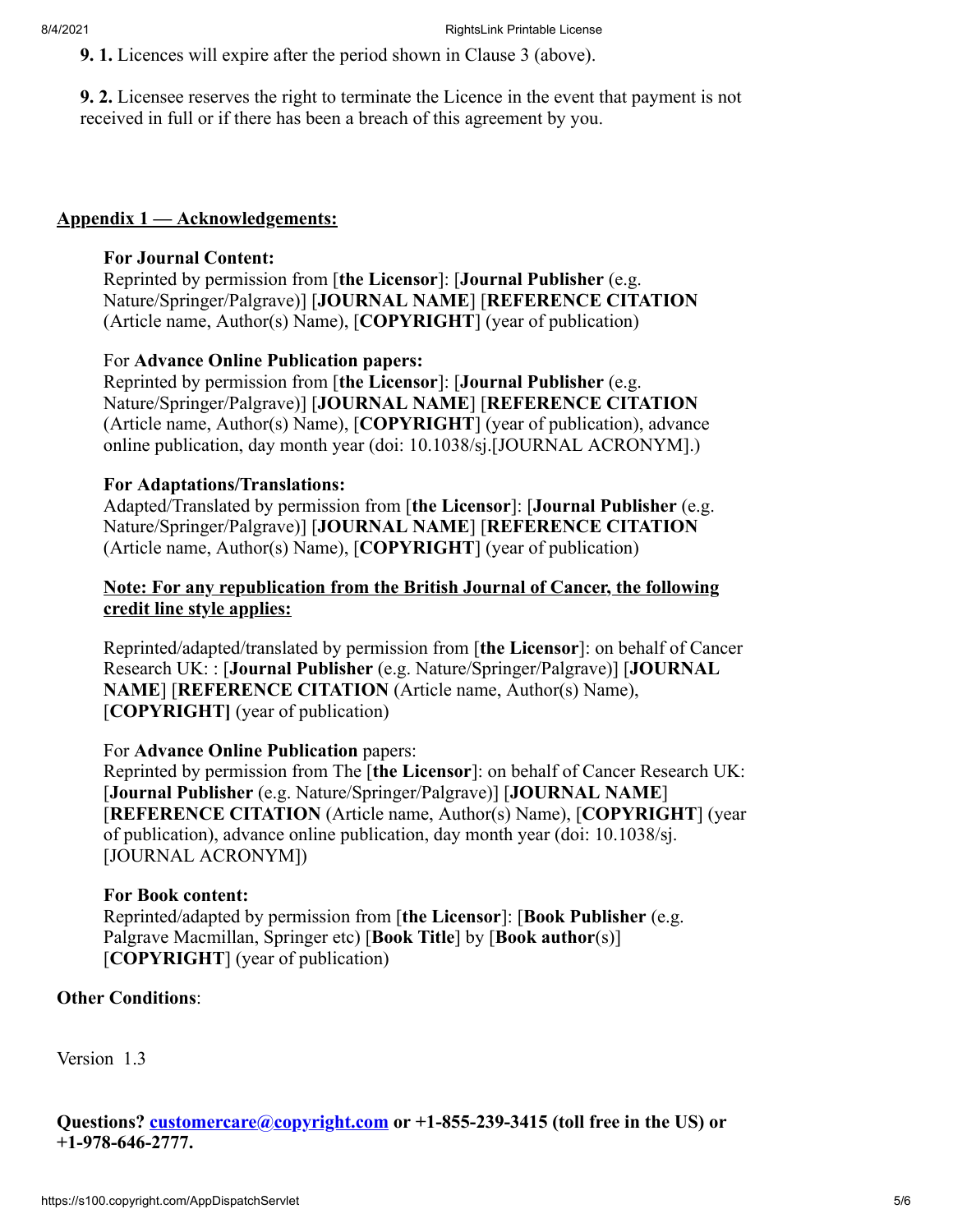**9. 1.** Licences will expire after the period shown in Clause 3 (above).

**9. 2.** Licensee reserves the right to terminate the Licence in the event that payment is not received in full or if there has been a breach of this agreement by you.

**Appendix 1 — Acknowledgements:**

**For Journal Content:**
Reprinted by permission from [**the Licensor**]: [**Journal Publisher** (e.g. Nature/Springer/Palgrave)] [**JOURNAL NAME**] [**REFERENCE CITATION** (Article name, Author(s) Name), [**COPYRIGHT**] (year of publication)

For **Advance Online Publication papers:**
Reprinted by permission from [**the Licensor**]: [**Journal Publisher** (e.g. Nature/Springer/Palgrave)] [**JOURNAL NAME**] [**REFERENCE CITATION** (Article name, Author(s) Name), [**COPYRIGHT**] (year of publication), advance online publication, day month year (doi: 10.1038/sj.[JOURNAL ACRONYM].)

**For Adaptations/Translations:**
Adapted/Translated by permission from [**the Licensor**]: [**Journal Publisher** (e.g. Nature/Springer/Palgrave)] [**JOURNAL NAME**] [**REFERENCE CITATION** (Article name, Author(s) Name), [**COPYRIGHT**] (year of publication)

**Note: For any republication from the British Journal of Cancer, the following credit line style applies:**

Reprinted/adapted/translated by permission from [**the Licensor**]: on behalf of Cancer Research UK: : [**Journal Publisher** (e.g. Nature/Springer/Palgrave)] [**JOURNAL NAME**] [**REFERENCE CITATION** (Article name, Author(s) Name), [**COPYRIGHT]** (year of publication)

For **Advance Online Publication** papers:
Reprinted by permission from The [**the Licensor**]: on behalf of Cancer Research UK: [**Journal Publisher** (e.g. Nature/Springer/Palgrave)] [**JOURNAL NAME**] [**REFERENCE CITATION** (Article name, Author(s) Name), [**COPYRIGHT**] (year of publication), advance online publication, day month year (doi: 10.1038/sj. [JOURNAL ACRONYM])

**For Book content:**
Reprinted/adapted by permission from [**the Licensor**]: [**Book Publisher** (e.g. Palgrave Macmillan, Springer etc) [**Book Title**] by [**Book author**(s)] [**COPYRIGHT**] (year of publication)

**Other Conditions**:

Version 1.3

**Questions? customercare@copyright.com or +1-855-239-3415 (toll free in the US) or +1-978-646-2777.**